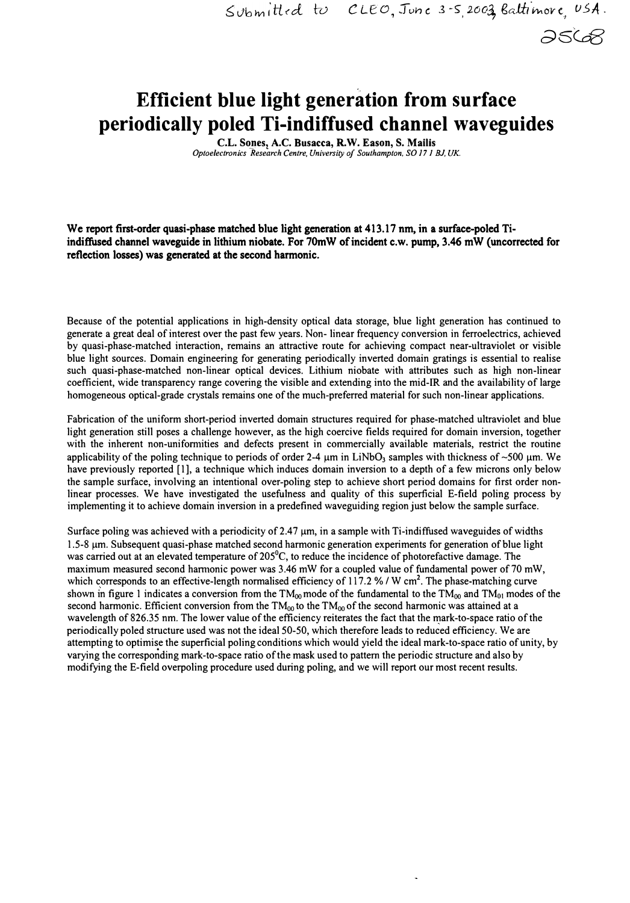Submitted to CLEO, June 3-5, 2003, Baltimore, USA.

2568

# Efficient blue light generation from surface periodically poled Ti-indiffused channel waveguides

C.L. Sones, A.C. Busacca, R.W. Eason, S. Mailis

*Optoelectronics Research Centre, University of Southampton, SO17 1BJ, UK.*

**We report first-order quasi-phase matched blue light generation at 413.17 nm, in a surface-poled Ti-indiffused channel waveguide in lithium niobate. For 70mW of incident c.w. pump, 3.46 mW (uncorrected for reflection losses) was generated at the second harmonic.**

Because of the potential applications in high-density optical data storage, blue light generation has continued to generate a great deal of interest over the past few years. Non- linear frequency conversion in ferroelectrics, achieved by quasi-phase-matched interaction, remains an attractive route for achieving compact near-ultraviolet or visible blue light sources. Domain engineering for generating periodically inverted domain gratings is essential to realise such quasi-phase-matched non-linear optical devices. Lithium niobate with attributes such as high non-linear coefficient, wide transparency range covering the visible and extending into the mid-IR and the availability of large homogeneous optical-grade crystals remains one of the much-preferred material for such non-linear applications.

Fabrication of the uniform short-period inverted domain structures required for phase-matched ultraviolet and blue light generation still poses a challenge however, as the high coercive fields required for domain inversion, together with the inherent non-uniformities and defects present in commercially available materials, restrict the routine applicability of the poling technique to periods of order 2-4 μm in $LiNbO_3$ samples with thickness of ~500 μm. We have previously reported [1], a technique which induces domain inversion to a depth of a few microns only below the sample surface, involving an intentional over-poling step to achieve short period domains for first order non-linear processes. We have investigated the usefulness and quality of this superficial E-field poling process by implementing it to achieve domain inversion in a predefined waveguiding region just below the sample surface.

Surface poling was achieved with a periodicity of 2.47 μm, in a sample with Ti-indiffused waveguides of widths 1.5-8 μm. Subsequent quasi-phase matched second harmonic generation experiments for generation of blue light was carried out at an elevated temperature of 205°C, to reduce the incidence of photorefractive damage. The maximum measured second harmonic power was 3.46 mW for a coupled value of fundamental power of 70 mW, which corresponds to an effective-length normalised efficiency of 117.2 % / W cm$^2$. The phase-matching curve shown in figure 1 indicates a conversion from the $TM_{00}$ mode of the fundamental to the $TM_{00}$ and $TM_{01}$ modes of the second harmonic. Efficient conversion from the $TM_{00}$ to the $TM_{00}$ of the second harmonic was attained at a wavelength of 826.35 nm. The lower value of the efficiency reiterates the fact that the mark-to-space ratio of the periodically poled structure used was not the ideal 50-50, which therefore leads to reduced efficiency. We are attempting to optimise the superficial poling conditions which would yield the ideal mark-to-space ratio of unity, by varying the corresponding mark-to-space ratio of the mask used to pattern the periodic structure and also by modifying the E-field overpoling procedure used during poling, and we will report our most recent results.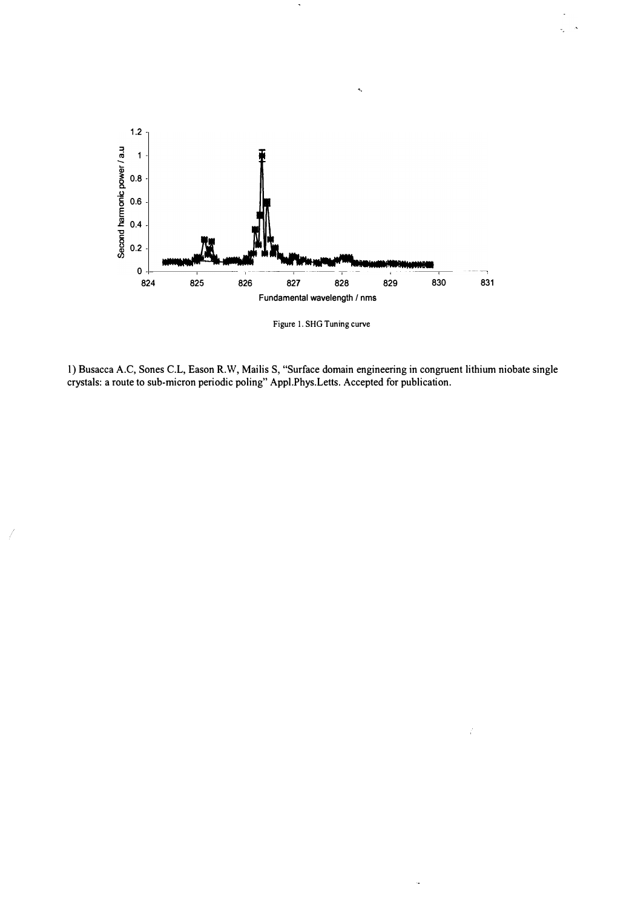1.2
1
0.8
0.6
0.4
0.2
0

Second harmonic power / a.u

824 825 826 827 828 829 830 831

Fundamental wavelength / nms

Figure 1. SHG Tuning curve

1) Busacca A.C, Sones C.L, Eason R.W, Mailis S, "Surface domain engineering in congruent lithium niobate single crystals: a route to sub-micron periodic poling" Appl.Phys.Letts. Accepted for publication.